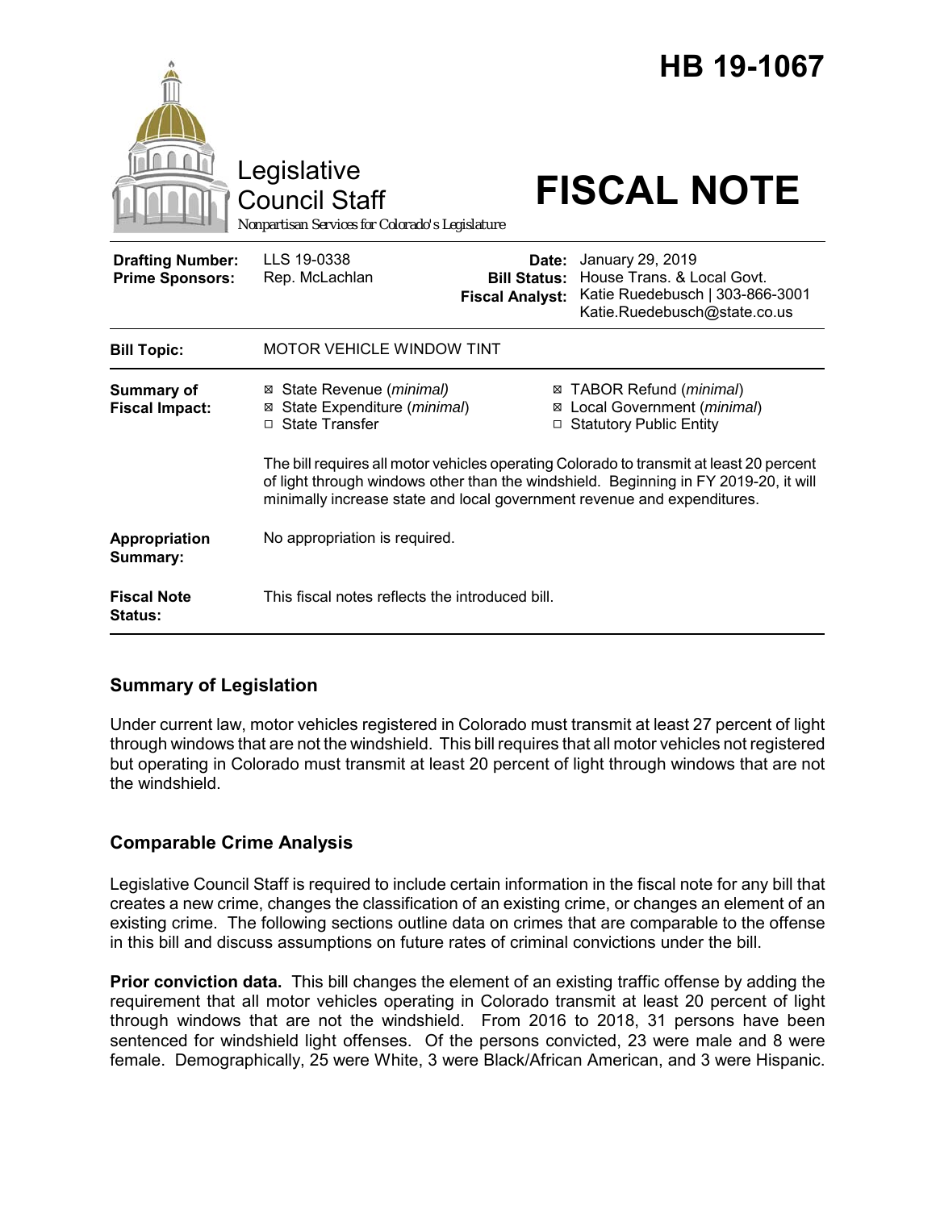# HB 19-1067

Legislative Council Staff
*Nonpartisan Services for Colorado's Legislature*

# FISCAL NOTE

| | | | |
|---|---|---|---|
| **Drafting Number:** | LLS 19-0338 | **Date:** | January 29, 2019 |
| **Prime Sponsors:** | Rep. McLachlan | **Bill Status:** | House Trans. & Local Govt. |
| | | **Fiscal Analyst:** | Katie Ruedebusch \| 303-866-3001 Katie.Ruedebusch@state.co.us |

| | |
|---|---|
| **Bill Topic:** | MOTOR VEHICLE WINDOW TINT |
| **Summary of Fiscal Impact:** | ☒ State Revenue (*minimal*) ☒ State Expenditure (*minimal*) ☐ State Transfer ☒ TABOR Refund (*minimal*) ☒ Local Government (*minimal*) ☐ Statutory Public Entity<br><br>The bill requires all motor vehicles operating Colorado to transmit at least 20 percent of light through windows other than the windshield. Beginning in FY 2019-20, it will minimally increase state and local government revenue and expenditures. |
| **Appropriation Summary:** | No appropriation is required. |
| **Fiscal Note Status:** | This fiscal notes reflects the introduced bill. |

## Summary of Legislation

Under current law, motor vehicles registered in Colorado must transmit at least 27 percent of light through windows that are not the windshield. This bill requires that all motor vehicles not registered but operating in Colorado must transmit at least 20 percent of light through windows that are not the windshield.

## Comparable Crime Analysis

Legislative Council Staff is required to include certain information in the fiscal note for any bill that creates a new crime, changes the classification of an existing crime, or changes an element of an existing crime. The following sections outline data on crimes that are comparable to the offense in this bill and discuss assumptions on future rates of criminal convictions under the bill.

**Prior conviction data.** This bill changes the element of an existing traffic offense by adding the requirement that all motor vehicles operating in Colorado transmit at least 20 percent of light through windows that are not the windshield. From 2016 to 2018, 31 persons have been sentenced for windshield light offenses. Of the persons convicted, 23 were male and 8 were female. Demographically, 25 were White, 3 were Black/African American, and 3 were Hispanic.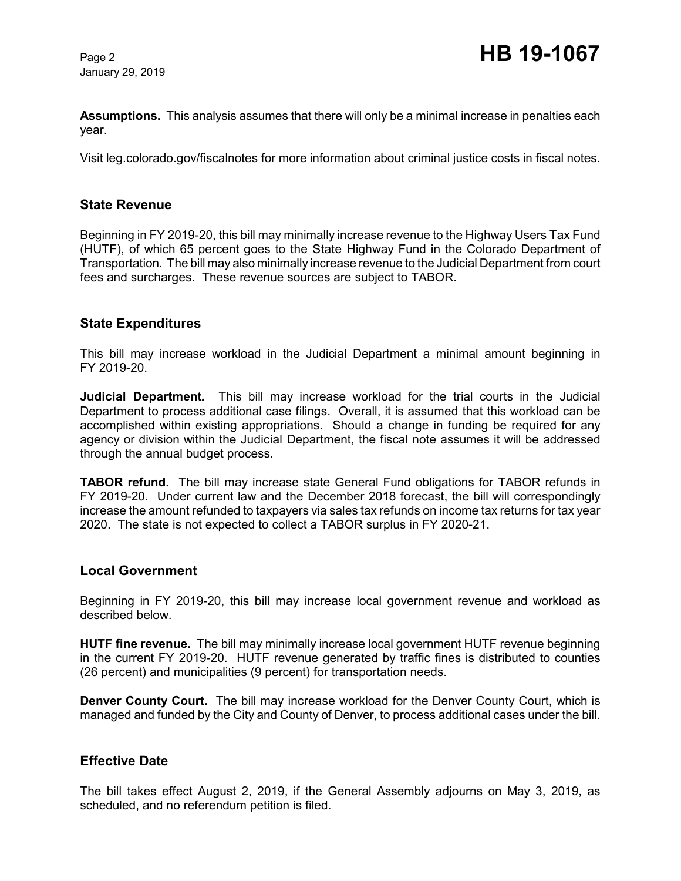**Assumptions.** This analysis assumes that there will only be a minimal increase in penalties each year.

Visit leg.colorado.gov/fiscalnotes for more information about criminal justice costs in fiscal notes.

## State Revenue

Beginning in FY 2019-20, this bill may minimally increase revenue to the Highway Users Tax Fund (HUTF), of which 65 percent goes to the State Highway Fund in the Colorado Department of Transportation. The bill may also minimally increase revenue to the Judicial Department from court fees and surcharges. These revenue sources are subject to TABOR.

## State Expenditures

This bill may increase workload in the Judicial Department a minimal amount beginning in FY 2019-20.

**Judicial Department.** This bill may increase workload for the trial courts in the Judicial Department to process additional case filings. Overall, it is assumed that this workload can be accomplished within existing appropriations. Should a change in funding be required for any agency or division within the Judicial Department, the fiscal note assumes it will be addressed through the annual budget process.

**TABOR refund.** The bill may increase state General Fund obligations for TABOR refunds in FY 2019-20. Under current law and the December 2018 forecast, the bill will correspondingly increase the amount refunded to taxpayers via sales tax refunds on income tax returns for tax year 2020. The state is not expected to collect a TABOR surplus in FY 2020-21.

## Local Government

Beginning in FY 2019-20, this bill may increase local government revenue and workload as described below.

**HUTF fine revenue.** The bill may minimally increase local government HUTF revenue beginning in the current FY 2019-20. HUTF revenue generated by traffic fines is distributed to counties (26 percent) and municipalities (9 percent) for transportation needs.

**Denver County Court.** The bill may increase workload for the Denver County Court, which is managed and funded by the City and County of Denver, to process additional cases under the bill.

## Effective Date

The bill takes effect August 2, 2019, if the General Assembly adjourns on May 3, 2019, as scheduled, and no referendum petition is filed.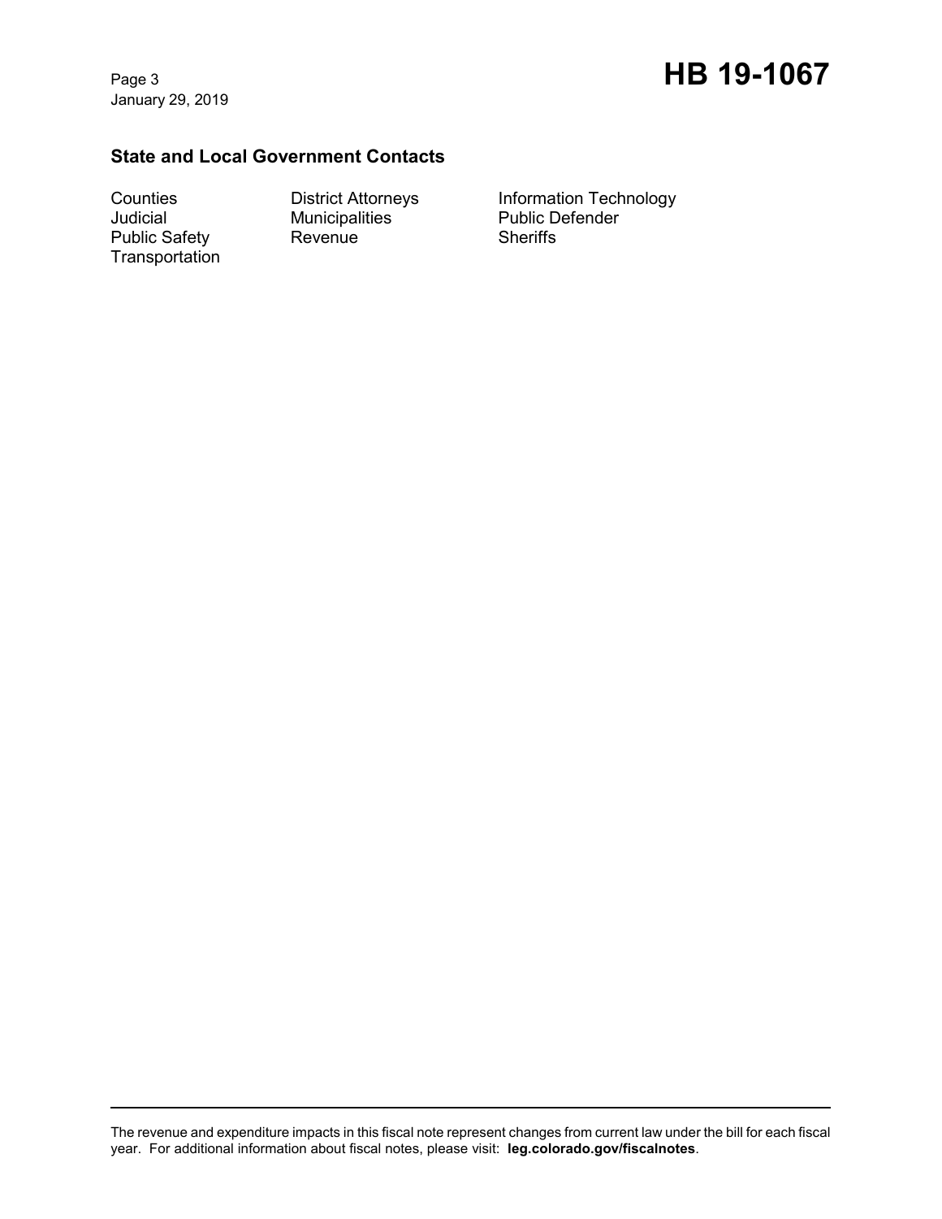### State and Local Government Contacts

| | | |
|---|---|---|
| Counties | District Attorneys | Information Technology |
| Judicial | Municipalities | Public Defender |
| Public Safety | Revenue | Sheriffs |
| Transportation | | |

The revenue and expenditure impacts in this fiscal note represent changes from current law under the bill for each fiscal year. For additional information about fiscal notes, please visit: **leg.colorado.gov/fiscalnotes**.